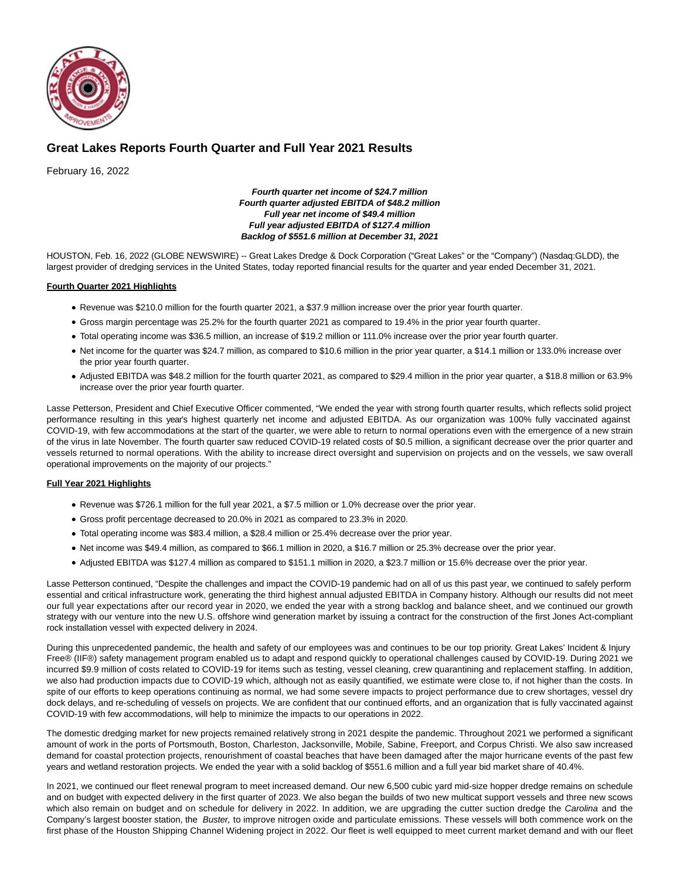# Great Lakes Reports Fourth Quarter and Full Year 2021 Results

February 16, 2022

***Fourth quarter net income of $24.7 million***
***Fourth quarter adjusted EBITDA of $48.2 million***
***Full year net income of $49.4 million***
***Full year adjusted EBITDA of $127.4 million***
***Backlog of $551.6 million at December 31, 2021***

HOUSTON, Feb. 16, 2022 (GLOBE NEWSWIRE) -- Great Lakes Dredge & Dock Corporation ("Great Lakes" or the "Company") (Nasdaq:GLDD), the largest provider of dredging services in the United States, today reported financial results for the quarter and year ended December 31, 2021.

**Fourth Quarter 2021 Highlights**

- Revenue was $210.0 million for the fourth quarter 2021, a $37.9 million increase over the prior year fourth quarter.
- Gross margin percentage was 25.2% for the fourth quarter 2021 as compared to 19.4% in the prior year fourth quarter.
- Total operating income was $36.5 million, an increase of $19.2 million or 111.0% increase over the prior year fourth quarter.
- Net income for the quarter was $24.7 million, as compared to $10.6 million in the prior year quarter, a $14.1 million or 133.0% increase over the prior year fourth quarter.
- Adjusted EBITDA was $48.2 million for the fourth quarter 2021, as compared to $29.4 million in the prior year quarter, a $18.8 million or 63.9% increase over the prior year fourth quarter.

Lasse Petterson, President and Chief Executive Officer commented, "We ended the year with strong fourth quarter results, which reflects solid project performance resulting in this year's highest quarterly net income and adjusted EBITDA. As our organization was 100% fully vaccinated against COVID-19, with few accommodations at the start of the quarter, we were able to return to normal operations even with the emergence of a new strain of the virus in late November. The fourth quarter saw reduced COVID-19 related costs of $0.5 million, a significant decrease over the prior quarter and vessels returned to normal operations. With the ability to increase direct oversight and supervision on projects and on the vessels, we saw overall operational improvements on the majority of our projects."

**Full Year 2021 Highlights**

- Revenue was $726.1 million for the full year 2021, a $7.5 million or 1.0% decrease over the prior year.
- Gross profit percentage decreased to 20.0% in 2021 as compared to 23.3% in 2020.
- Total operating income was $83.4 million, a $28.4 million or 25.4% decrease over the prior year.
- Net income was $49.4 million, as compared to $66.1 million in 2020, a $16.7 million or 25.3% decrease over the prior year.
- Adjusted EBITDA was $127.4 million as compared to $151.1 million in 2020, a $23.7 million or 15.6% decrease over the prior year.

Lasse Petterson continued, "Despite the challenges and impact the COVID-19 pandemic had on all of us this past year, we continued to safely perform essential and critical infrastructure work, generating the third highest annual adjusted EBITDA in Company history. Although our results did not meet our full year expectations after our record year in 2020, we ended the year with a strong backlog and balance sheet, and we continued our growth strategy with our venture into the new U.S. offshore wind generation market by issuing a contract for the construction of the first Jones Act-compliant rock installation vessel with expected delivery in 2024.

During this unprecedented pandemic, the health and safety of our employees was and continues to be our top priority. Great Lakes' Incident & Injury Free® (IIF®) safety management program enabled us to adapt and respond quickly to operational challenges caused by COVID-19. During 2021 we incurred $9.9 million of costs related to COVID-19 for items such as testing, vessel cleaning, crew quarantining and replacement staffing. In addition, we also had production impacts due to COVID-19 which, although not as easily quantified, we estimate were close to, if not higher than the costs. In spite of our efforts to keep operations continuing as normal, we had some severe impacts to project performance due to crew shortages, vessel dry dock delays, and re-scheduling of vessels on projects. We are confident that our continued efforts, and an organization that is fully vaccinated against COVID-19 with few accommodations, will help to minimize the impacts to our operations in 2022.

The domestic dredging market for new projects remained relatively strong in 2021 despite the pandemic. Throughout 2021 we performed a significant amount of work in the ports of Portsmouth, Boston, Charleston, Jacksonville, Mobile, Sabine, Freeport, and Corpus Christi. We also saw increased demand for coastal protection projects, renourishment of coastal beaches that have been damaged after the major hurricane events of the past few years and wetland restoration projects. We ended the year with a solid backlog of $551.6 million and a full year bid market share of 40.4%.

In 2021, we continued our fleet renewal program to meet increased demand. Our new 6,500 cubic yard mid-size hopper dredge remains on schedule and on budget with expected delivery in the first quarter of 2023. We also began the builds of two new multicat support vessels and three new scows which also remain on budget and on schedule for delivery in 2022. In addition, we are upgrading the cutter suction dredge the *Carolina* and the Company's largest booster station, the *Buster,* to improve nitrogen oxide and particulate emissions. These vessels will both commence work on the first phase of the Houston Shipping Channel Widening project in 2022. Our fleet is well equipped to meet current market demand and with our fleet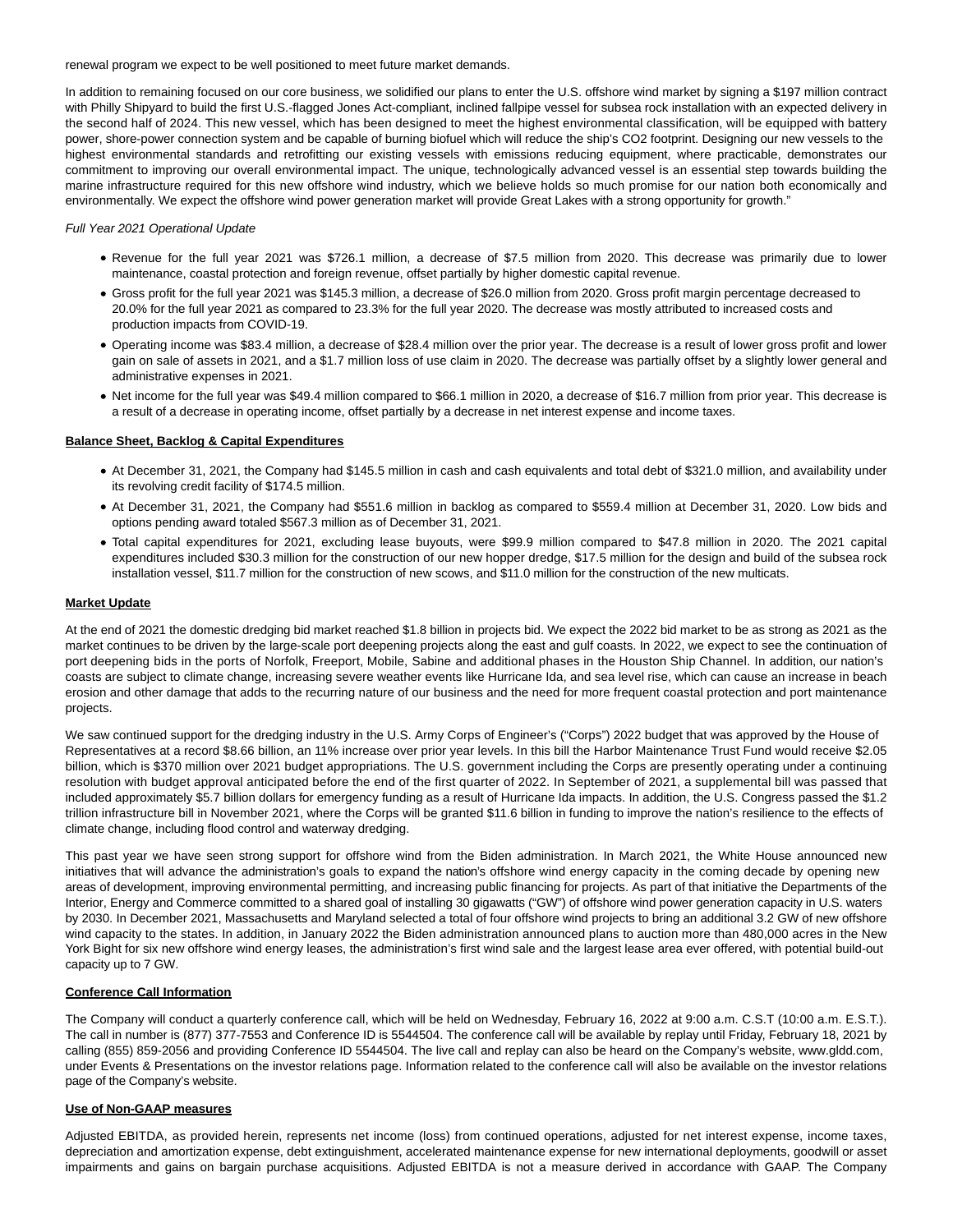renewal program we expect to be well positioned to meet future market demands.

In addition to remaining focused on our core business, we solidified our plans to enter the U.S. offshore wind market by signing a $197 million contract with Philly Shipyard to build the first U.S.-flagged Jones Act-compliant, inclined fallpipe vessel for subsea rock installation with an expected delivery in the second half of 2024. This new vessel, which has been designed to meet the highest environmental classification, will be equipped with battery power, shore-power connection system and be capable of burning biofuel which will reduce the ship's $CO_2$ footprint. Designing our new vessels to the highest environmental standards and retrofitting our existing vessels with emissions reducing equipment, where practicable, demonstrates our commitment to improving our overall environmental impact. The unique, technologically advanced vessel is an essential step towards building the marine infrastructure required for this new offshore wind industry, which we believe holds so much promise for our nation both economically and environmentally. We expect the offshore wind power generation market will provide Great Lakes with a strong opportunity for growth."

*Full Year 2021 Operational Update*

- Revenue for the full year 2021 was $726.1 million, a decrease of $7.5 million from 2020. This decrease was primarily due to lower maintenance, coastal protection and foreign revenue, offset partially by higher domestic capital revenue.
- Gross profit for the full year 2021 was $145.3 million, a decrease of $26.0 million from 2020. Gross profit margin percentage decreased to 20.0% for the full year 2021 as compared to 23.3% for the full year 2020. The decrease was mostly attributed to increased costs and production impacts from COVID-19.
- Operating income was $83.4 million, a decrease of $28.4 million over the prior year. The decrease is a result of lower gross profit and lower gain on sale of assets in 2021, and a $1.7 million loss of use claim in 2020. The decrease was partially offset by a slightly lower general and administrative expenses in 2021.
- Net income for the full year was $49.4 million compared to $66.1 million in 2020, a decrease of $16.7 million from prior year. This decrease is a result of a decrease in operating income, offset partially by a decrease in net interest expense and income taxes.

**Balance Sheet, Backlog & Capital Expenditures**

- At December 31, 2021, the Company had $145.5 million in cash and cash equivalents and total debt of $321.0 million, and availability under its revolving credit facility of $174.5 million.
- At December 31, 2021, the Company had $551.6 million in backlog as compared to $559.4 million at December 31, 2020. Low bids and options pending award totaled $567.3 million as of December 31, 2021.
- Total capital expenditures for 2021, excluding lease buyouts, were $99.9 million compared to $47.8 million in 2020. The 2021 capital expenditures included $30.3 million for the construction of our new hopper dredge, $17.5 million for the design and build of the subsea rock installation vessel, $11.7 million for the construction of new scows, and $11.0 million for the construction of the new multicats.

**Market Update**

At the end of 2021 the domestic dredging bid market reached $1.8 billion in projects bid. We expect the 2022 bid market to be as strong as 2021 as the market continues to be driven by the large-scale port deepening projects along the east and gulf coasts. In 2022, we expect to see the continuation of port deepening bids in the ports of Norfolk, Freeport, Mobile, Sabine and additional phases in the Houston Ship Channel. In addition, our nation's coasts are subject to climate change, increasing severe weather events like Hurricane Ida, and sea level rise, which can cause an increase in beach erosion and other damage that adds to the recurring nature of our business and the need for more frequent coastal protection and port maintenance projects.

We saw continued support for the dredging industry in the U.S. Army Corps of Engineer's ("Corps") 2022 budget that was approved by the House of Representatives at a record $8.66 billion, an 11% increase over prior year levels. In this bill the Harbor Maintenance Trust Fund would receive $2.05 billion, which is $370 million over 2021 budget appropriations. The U.S. government including the Corps are presently operating under a continuing resolution with budget approval anticipated before the end of the first quarter of 2022. In September of 2021, a supplemental bill was passed that included approximately $5.7 billion dollars for emergency funding as a result of Hurricane Ida impacts. In addition, the U.S. Congress passed the $1.2 trillion infrastructure bill in November 2021, where the Corps will be granted $11.6 billion in funding to improve the nation's resilience to the effects of climate change, including flood control and waterway dredging.

This past year we have seen strong support for offshore wind from the Biden administration. In March 2021, the White House announced new initiatives that will advance the administration's goals to expand the nation's offshore wind energy capacity in the coming decade by opening new areas of development, improving environmental permitting, and increasing public financing for projects. As part of that initiative the Departments of the Interior, Energy and Commerce committed to a shared goal of installing 30 gigawatts ("GW") of offshore wind power generation capacity in U.S. waters by 2030. In December 2021, Massachusetts and Maryland selected a total of four offshore wind projects to bring an additional 3.2 GW of new offshore wind capacity to the states. In addition, in January 2022 the Biden administration announced plans to auction more than 480,000 acres in the New York Bight for six new offshore wind energy leases, the administration's first wind sale and the largest lease area ever offered, with potential build-out capacity up to 7 GW.

**Conference Call Information**

The Company will conduct a quarterly conference call, which will be held on Wednesday, February 16, 2022 at 9:00 a.m. C.S.T (10:00 a.m. E.S.T.). The call in number is (877) 377-7553 and Conference ID is 5544504. The conference call will be available by replay until Friday, February 18, 2021 by calling (855) 859-2056 and providing Conference ID 5544504. The live call and replay can also be heard on the Company's website, www.gldd.com, under Events & Presentations on the investor relations page. Information related to the conference call will also be available on the investor relations page of the Company's website.

**Use of Non-GAAP measures**

Adjusted EBITDA, as provided herein, represents net income (loss) from continued operations, adjusted for net interest expense, income taxes, depreciation and amortization expense, debt extinguishment, accelerated maintenance expense for new international deployments, goodwill or asset impairments and gains on bargain purchase acquisitions. Adjusted EBITDA is not a measure derived in accordance with GAAP. The Company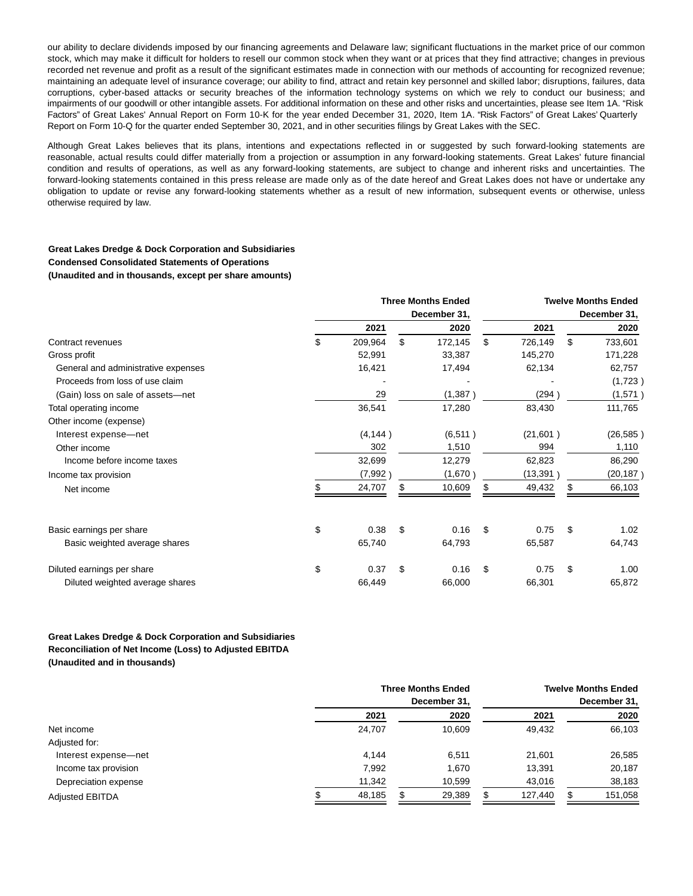our ability to declare dividends imposed by our financing agreements and Delaware law; significant fluctuations in the market price of our common stock, which may make it difficult for holders to resell our common stock when they want or at prices that they find attractive; changes in previous recorded net revenue and profit as a result of the significant estimates made in connection with our methods of accounting for recognized revenue; maintaining an adequate level of insurance coverage; our ability to find, attract and retain key personnel and skilled labor; disruptions, failures, data corruptions, cyber-based attacks or security breaches of the information technology systems on which we rely to conduct our business; and impairments of our goodwill or other intangible assets. For additional information on these and other risks and uncertainties, please see Item 1A. "Risk Factors" of Great Lakes' Annual Report on Form 10-K for the year ended December 31, 2020, Item 1A. "Risk Factors" of Great Lakes' Quarterly Report on Form 10-Q for the quarter ended September 30, 2021, and in other securities filings by Great Lakes with the SEC.

Although Great Lakes believes that its plans, intentions and expectations reflected in or suggested by such forward-looking statements are reasonable, actual results could differ materially from a projection or assumption in any forward-looking statements. Great Lakes' future financial condition and results of operations, as well as any forward-looking statements, are subject to change and inherent risks and uncertainties. The forward-looking statements contained in this press release are made only as of the date hereof and Great Lakes does not have or undertake any obligation to update or revise any forward-looking statements whether as a result of new information, subsequent events or otherwise, unless otherwise required by law.

**Great Lakes Dredge & Dock Corporation and Subsidiaries**
**Condensed Consolidated Statements of Operations**
**(Unaudited and in thousands, except per share amounts)**

| | Three Months Ended December 31, | | Twelve Months Ended December 31, | |
|---|---|---|---|---|
| | 2021 | 2020 | 2021 | 2020 |
| Contract revenues | $ 209,964 | $ 172,145 | $ 726,149 | $ 733,601 |
| Gross profit | 52,991 | 33,387 | 145,270 | 171,228 |
| General and administrative expenses | 16,421 | 17,494 | 62,134 | 62,757 |
| Proceeds from loss of use claim | - | - | - | (1,723) |
| (Gain) loss on sale of assets—net | 29 | (1,387) | (294) | (1,571) |
| Total operating income | 36,541 | 17,280 | 83,430 | 111,765 |
| Other income (expense) | | | | |
| Interest expense—net | (4,144) | (6,511) | (21,601) | (26,585) |
| Other income | 302 | 1,510 | 994 | 1,110 |
| Income before income taxes | 32,699 | 12,279 | 62,823 | 86,290 |
| Income tax provision | (7,992) | (1,670) | (13,391) | (20,187) |
| Net income | $ 24,707 | $ 10,609 | $ 49,432 | $ 66,103 |
| | | | | |
| Basic earnings per share | $ 0.38 | $ 0.16 | $ 0.75 | $ 1.02 |
| Basic weighted average shares | 65,740 | 64,793 | 65,587 | 64,743 |
| | | | | |
| Diluted earnings per share | $ 0.37 | $ 0.16 | $ 0.75 | $ 1.00 |
| Diluted weighted average shares | 66,449 | 66,000 | 66,301 | 65,872 |

**Great Lakes Dredge & Dock Corporation and Subsidiaries**
**Reconciliation of Net Income (Loss) to Adjusted EBITDA**
**(Unaudited and in thousands)**

| | Three Months Ended December 31, | | Twelve Months Ended December 31, | |
|---|---|---|---|---|
| | 2021 | 2020 | 2021 | 2020 |
| Net income | 24,707 | 10,609 | 49,432 | 66,103 |
| Adjusted for: | | | | |
| Interest expense—net | 4,144 | 6,511 | 21,601 | 26,585 |
| Income tax provision | 7,992 | 1,670 | 13,391 | 20,187 |
| Depreciation expense | 11,342 | 10,599 | 43,016 | 38,183 |
| Adjusted EBITDA | $ 48,185 | $ 29,389 | $ 127,440 | $ 151,058 |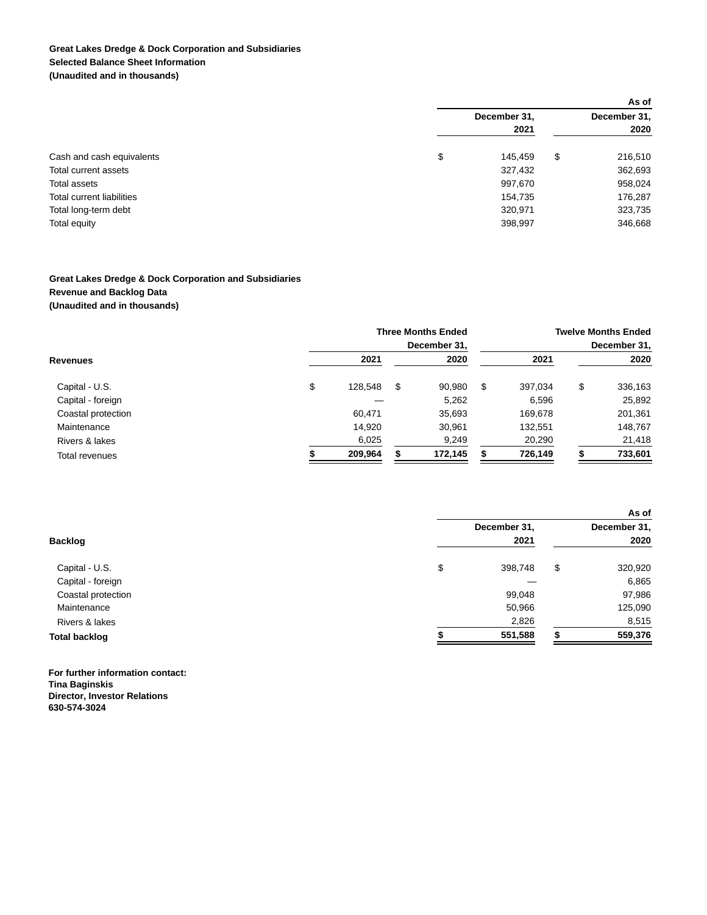**Great Lakes Dredge & Dock Corporation and Subsidiaries**
**Selected Balance Sheet Information**
**(Unaudited and in thousands)**

| | As of December 31, 2021 | As of December 31, 2020 |
|---|---|---|
| Cash and cash equivalents | $ 145,459 | $ 216,510 |
| Total current assets | 327,432 | 362,693 |
| Total assets | 997,670 | 958,024 |
| Total current liabilities | 154,735 | 176,287 |
| Total long-term debt | 320,971 | 323,735 |
| Total equity | 398,997 | 346,668 |

**Great Lakes Dredge & Dock Corporation and Subsidiaries**
**Revenue and Backlog Data**
**(Unaudited and in thousands)**

| | Three Months Ended December 31, | | Twelve Months Ended December 31, | |
|---|---|---|---|---|
| **Revenues** | 2021 | 2020 | 2021 | 2020 |
| Capital - U.S. | $ 128,548 | $ 90,980 | $ 397,034 | $ 336,163 |
| Capital - foreign | — | 5,262 | 6,596 | 25,892 |
| Coastal protection | 60,471 | 35,693 | 169,678 | 201,361 |
| Maintenance | 14,920 | 30,961 | 132,551 | 148,767 |
| Rivers & lakes | 6,025 | 9,249 | 20,290 | 21,418 |
| Total revenues | **$ 209,964** | **$ 172,145** | **$ 726,149** | **$ 733,601** |

| **Backlog** | As of December 31, 2021 | As of December 31, 2020 |
|---|---|---|
| Capital - U.S. | $ 398,748 | $ 320,920 |
| Capital - foreign | — | 6,865 |
| Coastal protection | 99,048 | 97,986 |
| Maintenance | 50,966 | 125,090 |
| Rivers & lakes | 2,826 | 8,515 |
| **Total backlog** | **$ 551,588** | **$ 559,376** |

**For further information contact:**
**Tina Baginskis**
**Director, Investor Relations**
**630-574-3024**